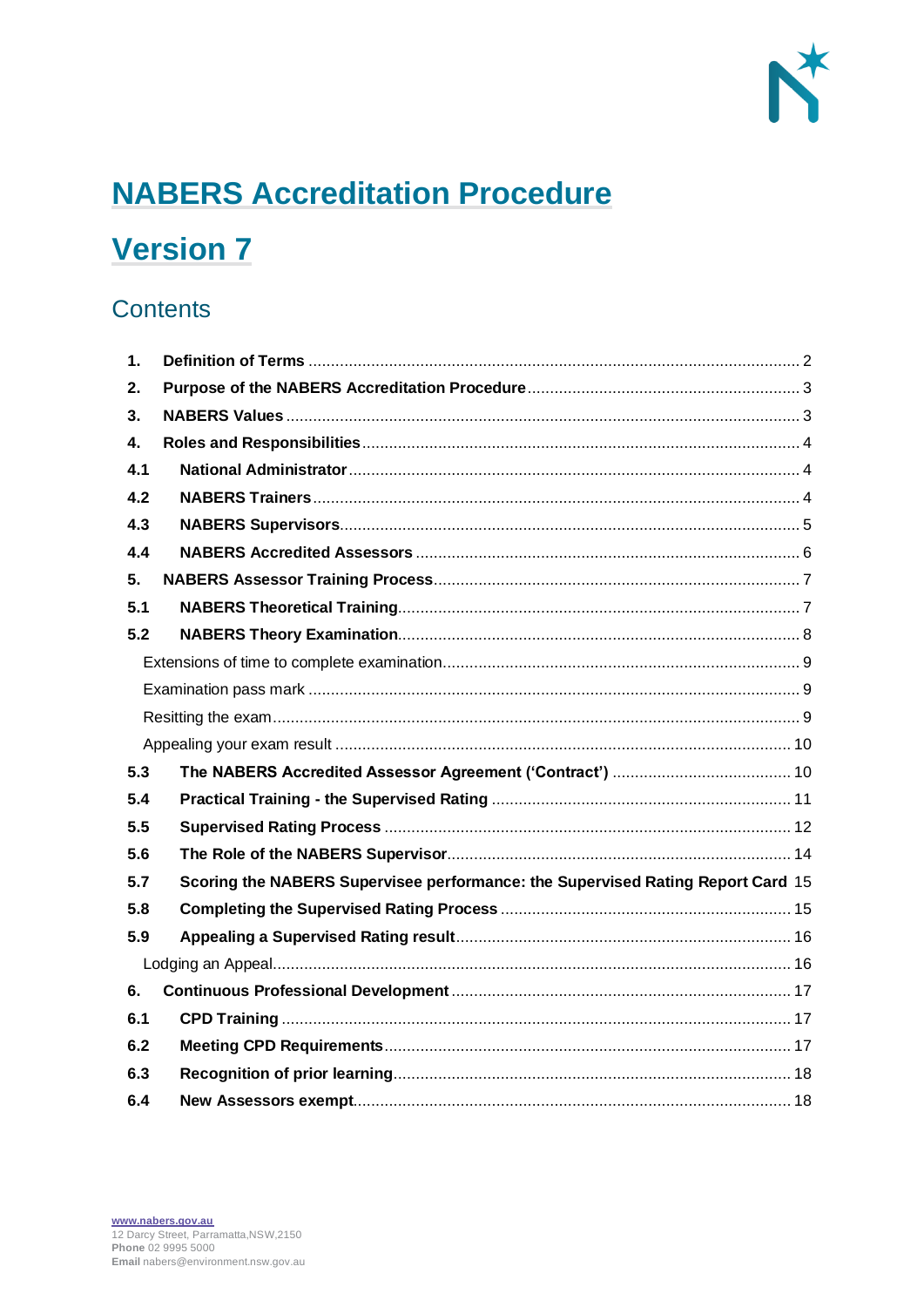# NABERS Accreditation Procedure

# Version 7

## Contents

| | | |
|---|---|---|
| **1.** | **Definition of Terms** | 2 |
| **2.** | **Purpose of the NABERS Accreditation Procedure** | 3 |
| **3.** | **NABERS Values** | 3 |
| **4.** | **Roles and Responsibilities** | 4 |
| **4.1** | **National Administrator** | 4 |
| **4.2** | **NABERS Trainers** | 4 |
| **4.3** | **NABERS Supervisors** | 5 |
| **4.4** | **NABERS Accredited Assessors** | 6 |
| **5.** | **NABERS Assessor Training Process** | 7 |
| **5.1** | **NABERS Theoretical Training** | 7 |
| **5.2** | **NABERS Theory Examination** | 8 |
| | Extensions of time to complete examination | 9 |
| | Examination pass mark | 9 |
| | Resitting the exam | 9 |
| | Appealing your exam result | 10 |
| **5.3** | **The NABERS Accredited Assessor Agreement ('Contract')** | 10 |
| **5.4** | **Practical Training - the Supervised Rating** | 11 |
| **5.5** | **Supervised Rating Process** | 12 |
| **5.6** | **The Role of the NABERS Supervisor** | 14 |
| **5.7** | **Scoring the NABERS Supervisee performance: the Supervised Rating Report Card** | 15 |
| **5.8** | **Completing the Supervised Rating Process** | 15 |
| **5.9** | **Appealing a Supervised Rating result** | 16 |
| | Lodging an Appeal | 16 |
| **6.** | **Continuous Professional Development** | 17 |
| **6.1** | **CPD Training** | 17 |
| **6.2** | **Meeting CPD Requirements** | 17 |
| **6.3** | **Recognition of prior learning** | 18 |
| **6.4** | **New Assessors exempt** | 18 |

www.nabers.gov.au
12 Darcy Street, Parramatta,NSW,2150
**Phone** 02 9995 5000
**Email** nabers@environment.nsw.gov.au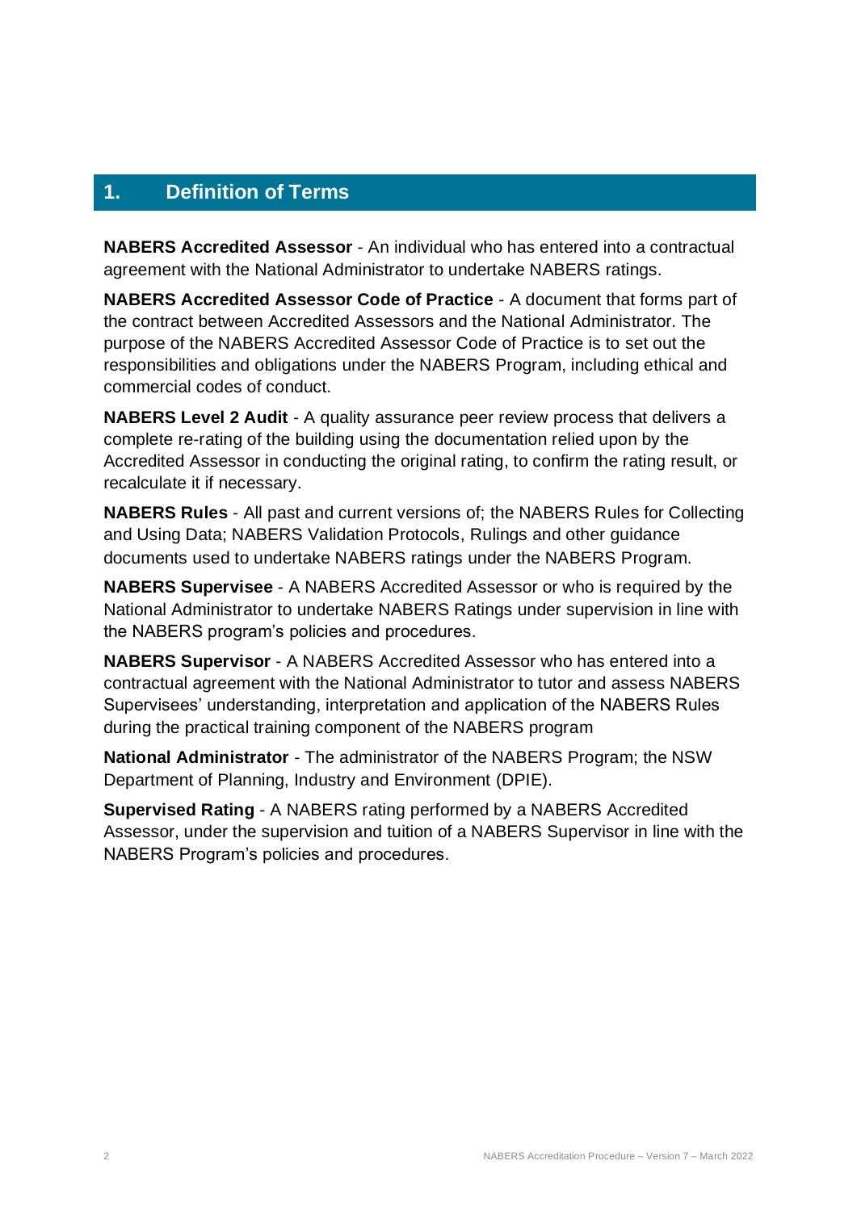## 1. Definition of Terms

**NABERS Accredited Assessor** - An individual who has entered into a contractual agreement with the National Administrator to undertake NABERS ratings.

**NABERS Accredited Assessor Code of Practice** - A document that forms part of the contract between Accredited Assessors and the National Administrator. The purpose of the NABERS Accredited Assessor Code of Practice is to set out the responsibilities and obligations under the NABERS Program, including ethical and commercial codes of conduct.

**NABERS Level 2 Audit** - A quality assurance peer review process that delivers a complete re-rating of the building using the documentation relied upon by the Accredited Assessor in conducting the original rating, to confirm the rating result, or recalculate it if necessary.

**NABERS Rules** - All past and current versions of; the NABERS Rules for Collecting and Using Data; NABERS Validation Protocols, Rulings and other guidance documents used to undertake NABERS ratings under the NABERS Program.

**NABERS Supervisee** - A NABERS Accredited Assessor or who is required by the National Administrator to undertake NABERS Ratings under supervision in line with the NABERS program's policies and procedures.

**NABERS Supervisor** - A NABERS Accredited Assessor who has entered into a contractual agreement with the National Administrator to tutor and assess NABERS Supervisees' understanding, interpretation and application of the NABERS Rules during the practical training component of the NABERS program

**National Administrator** - The administrator of the NABERS Program; the NSW Department of Planning, Industry and Environment (DPIE).

**Supervised Rating** - A NABERS rating performed by a NABERS Accredited Assessor, under the supervision and tuition of a NABERS Supervisor in line with the NABERS Program's policies and procedures.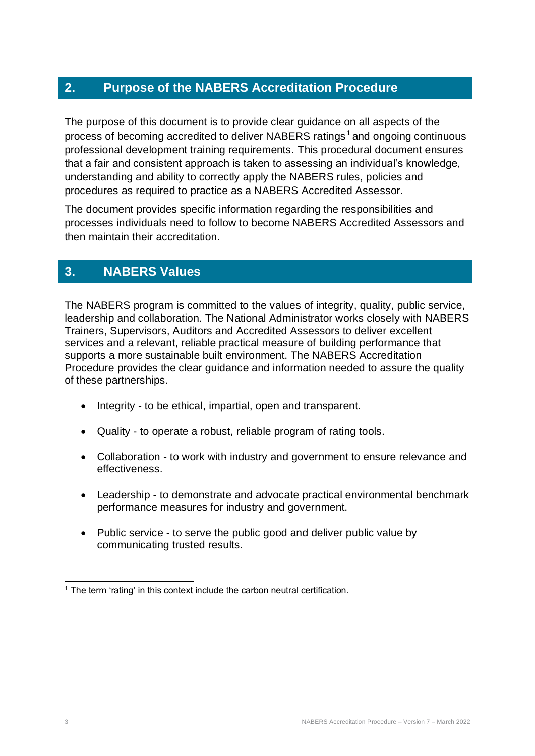## 2. Purpose of the NABERS Accreditation Procedure

The purpose of this document is to provide clear guidance on all aspects of the process of becoming accredited to deliver NABERS ratings[1] and ongoing continuous professional development training requirements. This procedural document ensures that a fair and consistent approach is taken to assessing an individual's knowledge, understanding and ability to correctly apply the NABERS rules, policies and procedures as required to practice as a NABERS Accredited Assessor.

The document provides specific information regarding the responsibilities and processes individuals need to follow to become NABERS Accredited Assessors and then maintain their accreditation.

## 3. NABERS Values

The NABERS program is committed to the values of integrity, quality, public service, leadership and collaboration. The National Administrator works closely with NABERS Trainers, Supervisors, Auditors and Accredited Assessors to deliver excellent services and a relevant, reliable practical measure of building performance that supports a more sustainable built environment. The NABERS Accreditation Procedure provides the clear guidance and information needed to assure the quality of these partnerships.

- Integrity - to be ethical, impartial, open and transparent.
- Quality - to operate a robust, reliable program of rating tools.
- Collaboration - to work with industry and government to ensure relevance and effectiveness.
- Leadership - to demonstrate and advocate practical environmental benchmark performance measures for industry and government.
- Public service - to serve the public good and deliver public value by communicating trusted results.

[1] The term 'rating' in this context include the carbon neutral certification.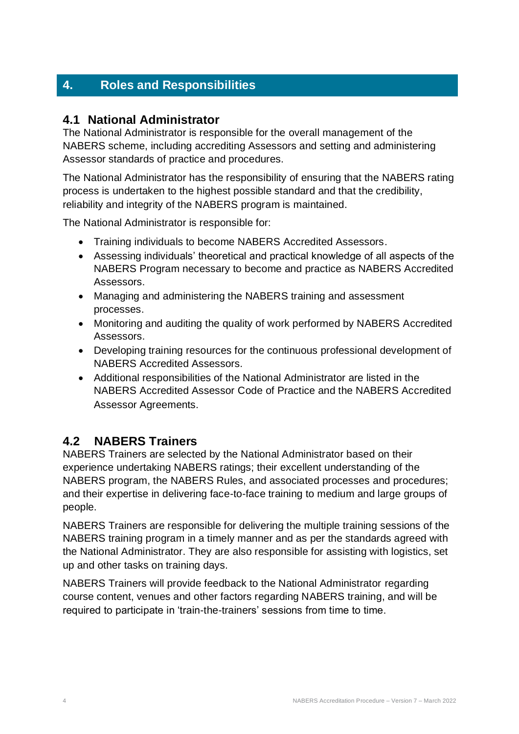# 4. Roles and Responsibilities

## 4.1 National Administrator

The National Administrator is responsible for the overall management of the NABERS scheme, including accrediting Assessors and setting and administering Assessor standards of practice and procedures.

The National Administrator has the responsibility of ensuring that the NABERS rating process is undertaken to the highest possible standard and that the credibility, reliability and integrity of the NABERS program is maintained.

The National Administrator is responsible for:

- Training individuals to become NABERS Accredited Assessors.
- Assessing individuals' theoretical and practical knowledge of all aspects of the NABERS Program necessary to become and practice as NABERS Accredited Assessors.
- Managing and administering the NABERS training and assessment processes.
- Monitoring and auditing the quality of work performed by NABERS Accredited Assessors.
- Developing training resources for the continuous professional development of NABERS Accredited Assessors.
- Additional responsibilities of the National Administrator are listed in the NABERS Accredited Assessor Code of Practice and the NABERS Accredited Assessor Agreements.

## 4.2 NABERS Trainers

NABERS Trainers are selected by the National Administrator based on their experience undertaking NABERS ratings; their excellent understanding of the NABERS program, the NABERS Rules, and associated processes and procedures; and their expertise in delivering face-to-face training to medium and large groups of people.

NABERS Trainers are responsible for delivering the multiple training sessions of the NABERS training program in a timely manner and as per the standards agreed with the National Administrator. They are also responsible for assisting with logistics, set up and other tasks on training days.

NABERS Trainers will provide feedback to the National Administrator regarding course content, venues and other factors regarding NABERS training, and will be required to participate in 'train-the-trainers' sessions from time to time.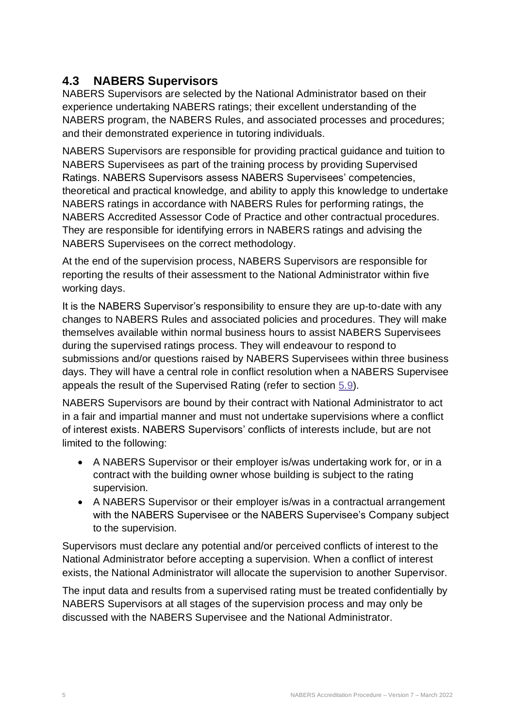## 4.3 NABERS Supervisors

NABERS Supervisors are selected by the National Administrator based on their experience undertaking NABERS ratings; their excellent understanding of the NABERS program, the NABERS Rules, and associated processes and procedures; and their demonstrated experience in tutoring individuals.

NABERS Supervisors are responsible for providing practical guidance and tuition to NABERS Supervisees as part of the training process by providing Supervised Ratings. NABERS Supervisors assess NABERS Supervisees' competencies, theoretical and practical knowledge, and ability to apply this knowledge to undertake NABERS ratings in accordance with NABERS Rules for performing ratings, the NABERS Accredited Assessor Code of Practice and other contractual procedures. They are responsible for identifying errors in NABERS ratings and advising the NABERS Supervisees on the correct methodology.

At the end of the supervision process, NABERS Supervisors are responsible for reporting the results of their assessment to the National Administrator within five working days.

It is the NABERS Supervisor's responsibility to ensure they are up-to-date with any changes to NABERS Rules and associated policies and procedures. They will make themselves available within normal business hours to assist NABERS Supervisees during the supervised ratings process. They will endeavour to respond to submissions and/or questions raised by NABERS Supervisees within three business days. They will have a central role in conflict resolution when a NABERS Supervisee appeals the result of the Supervised Rating (refer to section 5.9).

NABERS Supervisors are bound by their contract with National Administrator to act in a fair and impartial manner and must not undertake supervisions where a conflict of interest exists. NABERS Supervisors' conflicts of interests include, but are not limited to the following:

- A NABERS Supervisor or their employer is/was undertaking work for, or in a contract with the building owner whose building is subject to the rating supervision.
- A NABERS Supervisor or their employer is/was in a contractual arrangement with the NABERS Supervisee or the NABERS Supervisee's Company subject to the supervision.

Supervisors must declare any potential and/or perceived conflicts of interest to the National Administrator before accepting a supervision. When a conflict of interest exists, the National Administrator will allocate the supervision to another Supervisor.

The input data and results from a supervised rating must be treated confidentially by NABERS Supervisors at all stages of the supervision process and may only be discussed with the NABERS Supervisee and the National Administrator.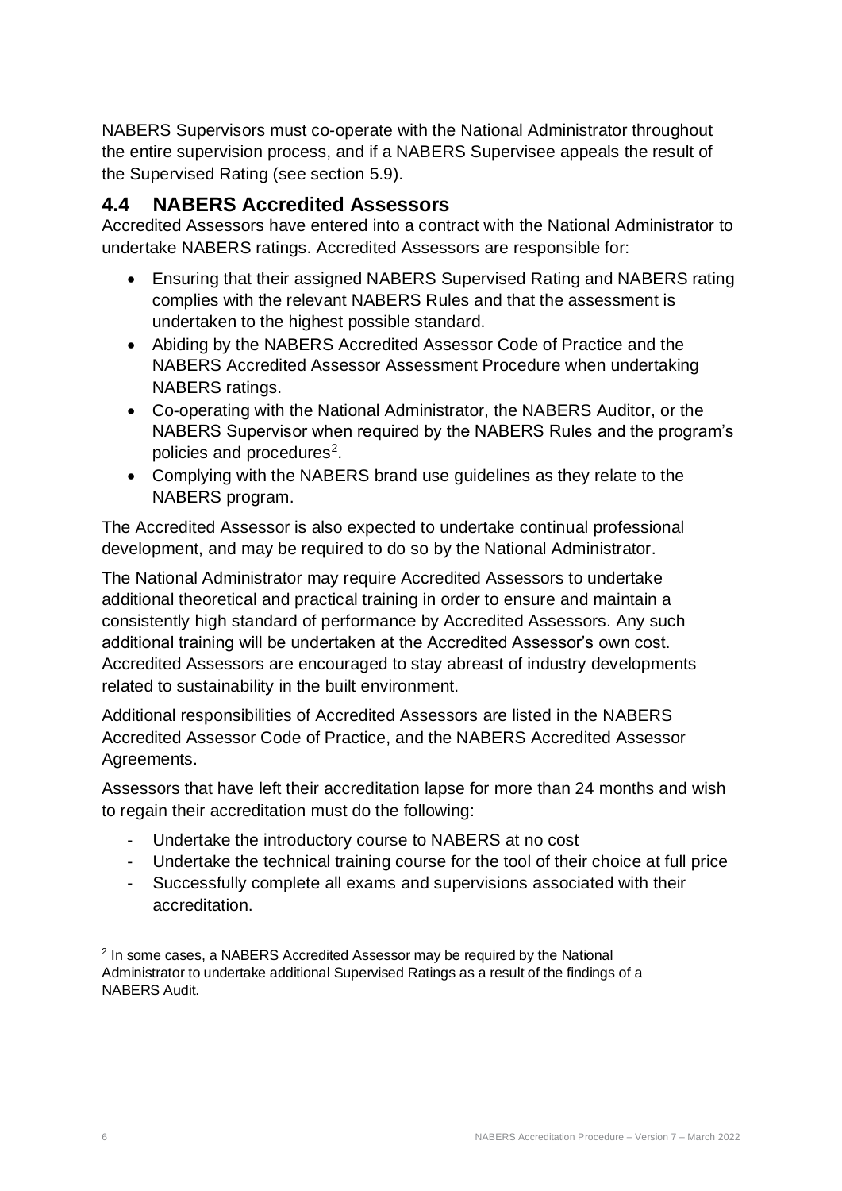NABERS Supervisors must co-operate with the National Administrator throughout the entire supervision process, and if a NABERS Supervisee appeals the result of the Supervised Rating (see section 5.9).

## 4.4 NABERS Accredited Assessors

Accredited Assessors have entered into a contract with the National Administrator to undertake NABERS ratings. Accredited Assessors are responsible for:

- Ensuring that their assigned NABERS Supervised Rating and NABERS rating complies with the relevant NABERS Rules and that the assessment is undertaken to the highest possible standard.
- Abiding by the NABERS Accredited Assessor Code of Practice and the NABERS Accredited Assessor Assessment Procedure when undertaking NABERS ratings.
- Co-operating with the National Administrator, the NABERS Auditor, or the NABERS Supervisor when required by the NABERS Rules and the program's policies and procedures[2].
- Complying with the NABERS brand use guidelines as they relate to the NABERS program.

The Accredited Assessor is also expected to undertake continual professional development, and may be required to do so by the National Administrator.

The National Administrator may require Accredited Assessors to undertake additional theoretical and practical training in order to ensure and maintain a consistently high standard of performance by Accredited Assessors. Any such additional training will be undertaken at the Accredited Assessor's own cost. Accredited Assessors are encouraged to stay abreast of industry developments related to sustainability in the built environment.

Additional responsibilities of Accredited Assessors are listed in the NABERS Accredited Assessor Code of Practice, and the NABERS Accredited Assessor Agreements.

Assessors that have left their accreditation lapse for more than 24 months and wish to regain their accreditation must do the following:

- Undertake the introductory course to NABERS at no cost
- Undertake the technical training course for the tool of their choice at full price
- Successfully complete all exams and supervisions associated with their accreditation.

[2] In some cases, a NABERS Accredited Assessor may be required by the National Administrator to undertake additional Supervised Ratings as a result of the findings of a NABERS Audit.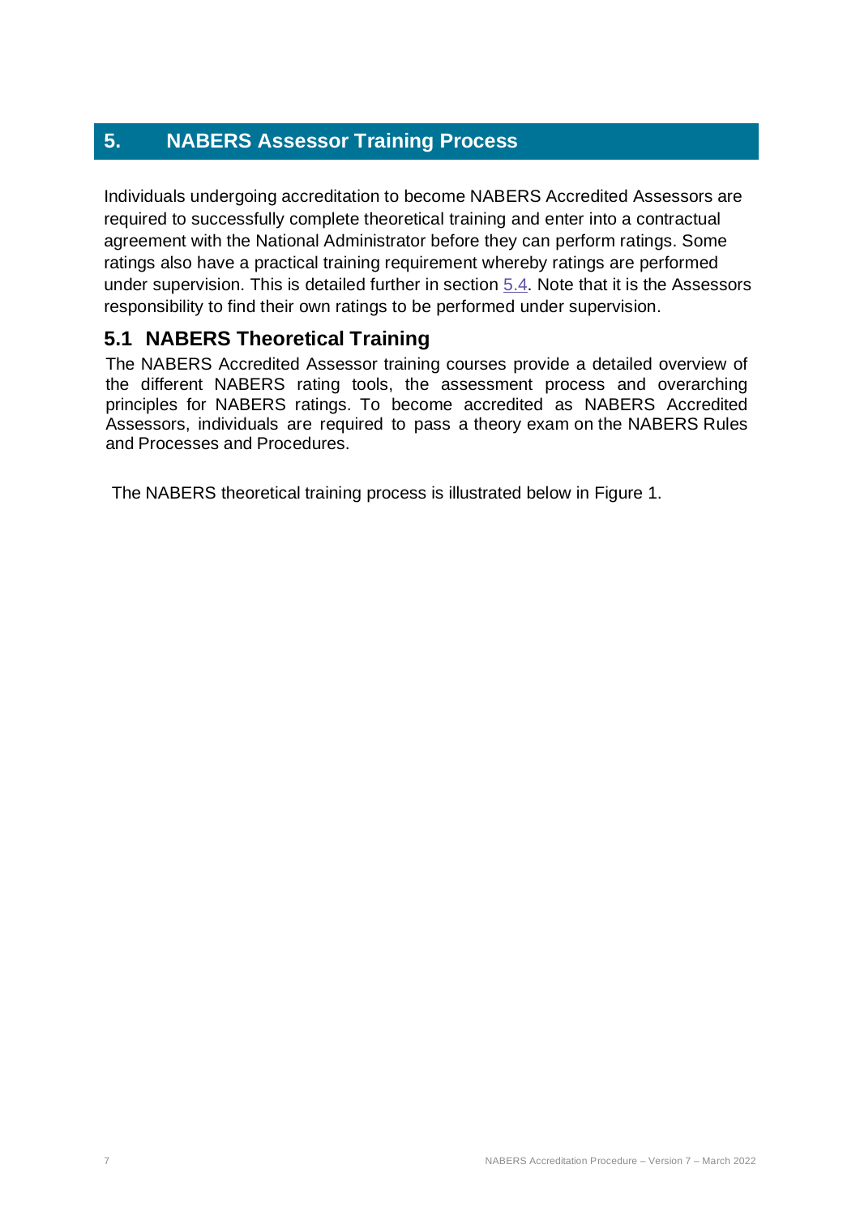# 5. NABERS Assessor Training Process

Individuals undergoing accreditation to become NABERS Accredited Assessors are required to successfully complete theoretical training and enter into a contractual agreement with the National Administrator before they can perform ratings. Some ratings also have a practical training requirement whereby ratings are performed under supervision. This is detailed further in section 5.4. Note that it is the Assessors responsibility to find their own ratings to be performed under supervision.

## 5.1 NABERS Theoretical Training

The NABERS Accredited Assessor training courses provide a detailed overview of the different NABERS rating tools, the assessment process and overarching principles for NABERS ratings. To become accredited as NABERS Accredited Assessors, individuals are required to pass a theory exam on the NABERS Rules and Processes and Procedures.

The NABERS theoretical training process is illustrated below in Figure 1.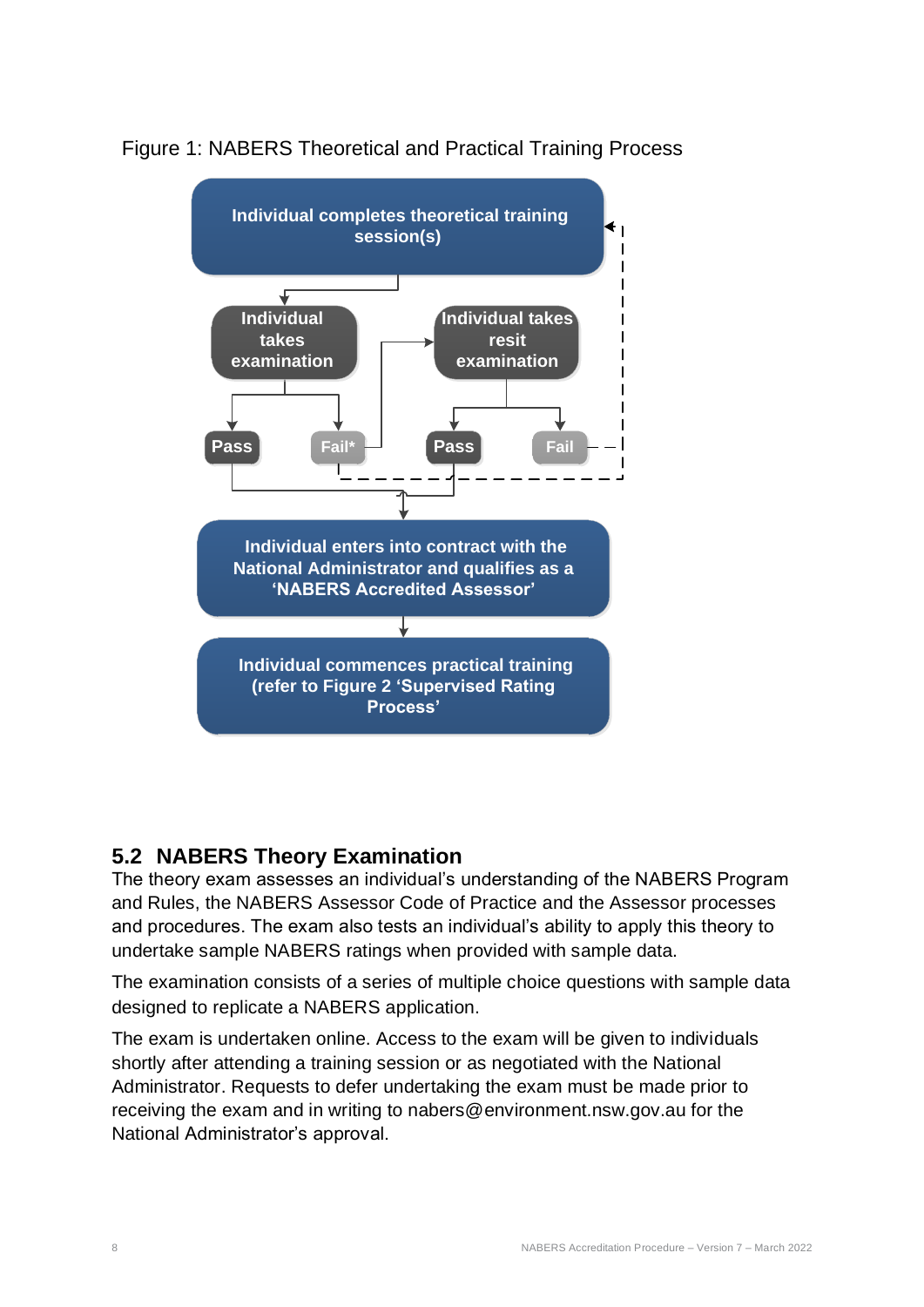Figure 1: NABERS Theoretical and Practical Training Process

Individual completes theoretical training session(s)

Individual takes examination

Individual takes resit examination

Pass

Fail*

Pass

Fail

Individual enters into contract with the National Administrator and qualifies as a 'NABERS Accredited Assessor'

Individual commences practical training (refer to Figure 2 'Supervised Rating Process'

## 5.2 NABERS Theory Examination

The theory exam assesses an individual's understanding of the NABERS Program and Rules, the NABERS Assessor Code of Practice and the Assessor processes and procedures. The exam also tests an individual's ability to apply this theory to undertake sample NABERS ratings when provided with sample data.

The examination consists of a series of multiple choice questions with sample data designed to replicate a NABERS application.

The exam is undertaken online. Access to the exam will be given to individuals shortly after attending a training session or as negotiated with the National Administrator. Requests to defer undertaking the exam must be made prior to receiving the exam and in writing to nabers@environment.nsw.gov.au for the National Administrator's approval.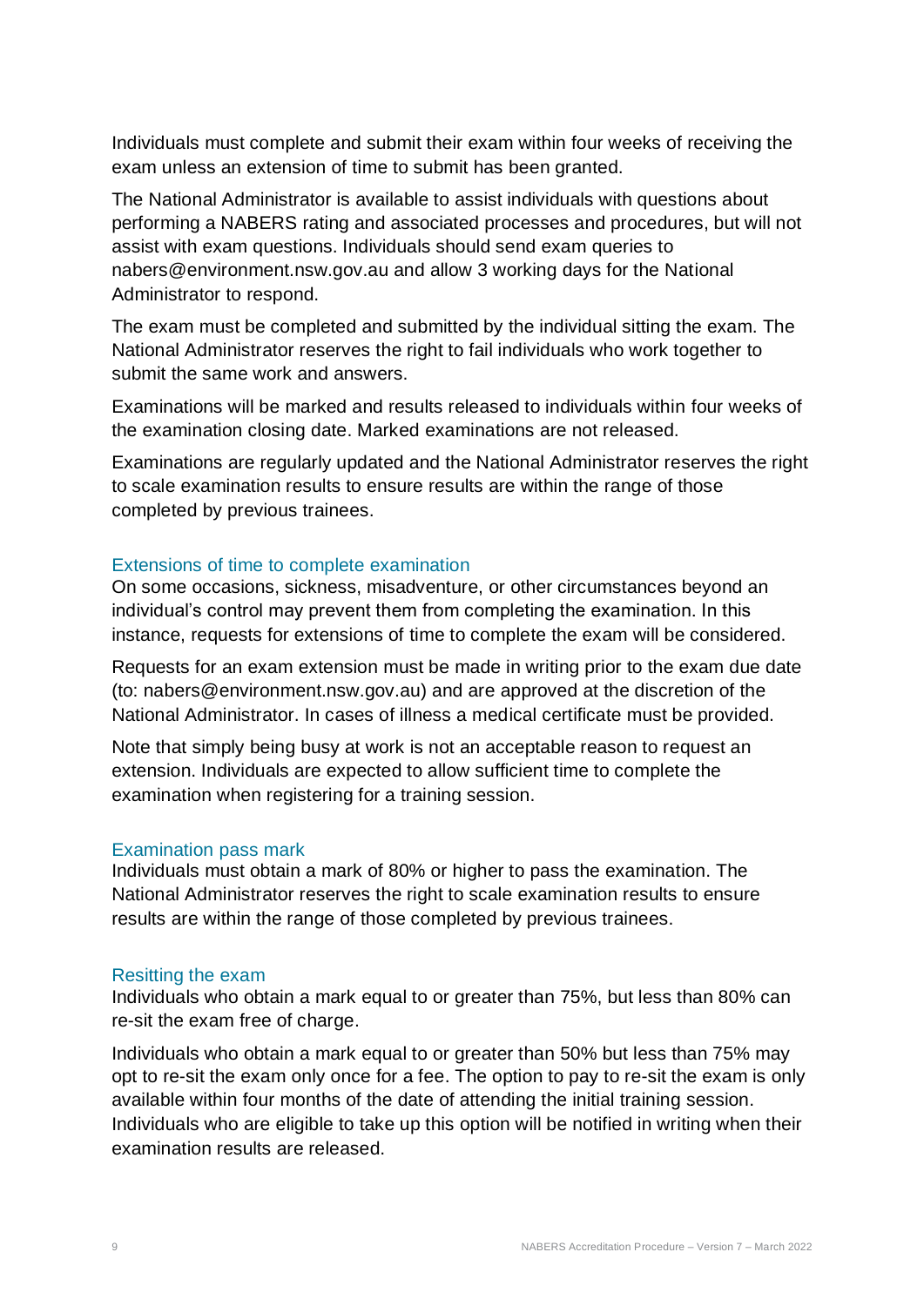Individuals must complete and submit their exam within four weeks of receiving the exam unless an extension of time to submit has been granted.

The National Administrator is available to assist individuals with questions about performing a NABERS rating and associated processes and procedures, but will not assist with exam questions. Individuals should send exam queries to nabers@environment.nsw.gov.au and allow 3 working days for the National Administrator to respond.

The exam must be completed and submitted by the individual sitting the exam. The National Administrator reserves the right to fail individuals who work together to submit the same work and answers.

Examinations will be marked and results released to individuals within four weeks of the examination closing date. Marked examinations are not released.

Examinations are regularly updated and the National Administrator reserves the right to scale examination results to ensure results are within the range of those completed by previous trainees.

### Extensions of time to complete examination

On some occasions, sickness, misadventure, or other circumstances beyond an individual's control may prevent them from completing the examination. In this instance, requests for extensions of time to complete the exam will be considered.

Requests for an exam extension must be made in writing prior to the exam due date (to: nabers@environment.nsw.gov.au) and are approved at the discretion of the National Administrator. In cases of illness a medical certificate must be provided.

Note that simply being busy at work is not an acceptable reason to request an extension. Individuals are expected to allow sufficient time to complete the examination when registering for a training session.

### Examination pass mark

Individuals must obtain a mark of 80% or higher to pass the examination. The National Administrator reserves the right to scale examination results to ensure results are within the range of those completed by previous trainees.

### Resitting the exam

Individuals who obtain a mark equal to or greater than 75%, but less than 80% can re-sit the exam free of charge.

Individuals who obtain a mark equal to or greater than 50% but less than 75% may opt to re-sit the exam only once for a fee. The option to pay to re-sit the exam is only available within four months of the date of attending the initial training session. Individuals who are eligible to take up this option will be notified in writing when their examination results are released.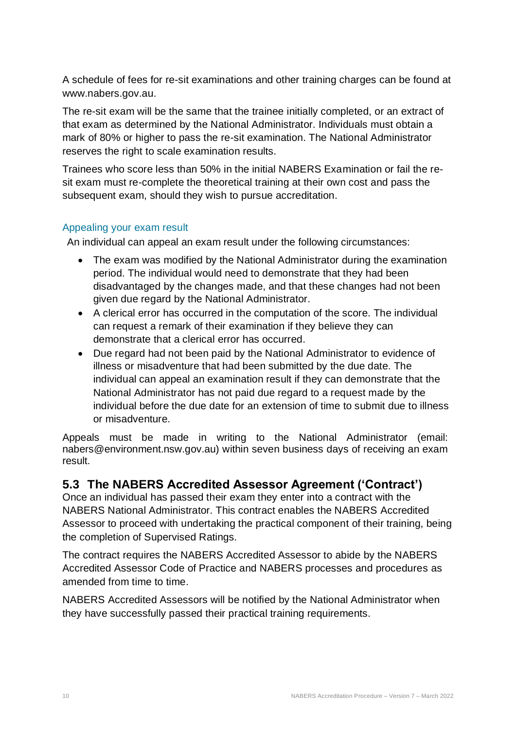A schedule of fees for re-sit examinations and other training charges can be found at www.nabers.gov.au.

The re-sit exam will be the same that the trainee initially completed, or an extract of that exam as determined by the National Administrator. Individuals must obtain a mark of 80% or higher to pass the re-sit examination. The National Administrator reserves the right to scale examination results.

Trainees who score less than 50% in the initial NABERS Examination or fail the re-sit exam must re-complete the theoretical training at their own cost and pass the subsequent exam, should they wish to pursue accreditation.

### Appealing your exam result

An individual can appeal an exam result under the following circumstances:

- The exam was modified by the National Administrator during the examination period. The individual would need to demonstrate that they had been disadvantaged by the changes made, and that these changes had not been given due regard by the National Administrator.
- A clerical error has occurred in the computation of the score. The individual can request a remark of their examination if they believe they can demonstrate that a clerical error has occurred.
- Due regard had not been paid by the National Administrator to evidence of illness or misadventure that had been submitted by the due date. The individual can appeal an examination result if they can demonstrate that the National Administrator has not paid due regard to a request made by the individual before the due date for an extension of time to submit due to illness or misadventure.

Appeals must be made in writing to the National Administrator (email: nabers@environment.nsw.gov.au) within seven business days of receiving an exam result.

## 5.3 The NABERS Accredited Assessor Agreement ('Contract')

Once an individual has passed their exam they enter into a contract with the NABERS National Administrator. This contract enables the NABERS Accredited Assessor to proceed with undertaking the practical component of their training, being the completion of Supervised Ratings.

The contract requires the NABERS Accredited Assessor to abide by the NABERS Accredited Assessor Code of Practice and NABERS processes and procedures as amended from time to time.

NABERS Accredited Assessors will be notified by the National Administrator when they have successfully passed their practical training requirements.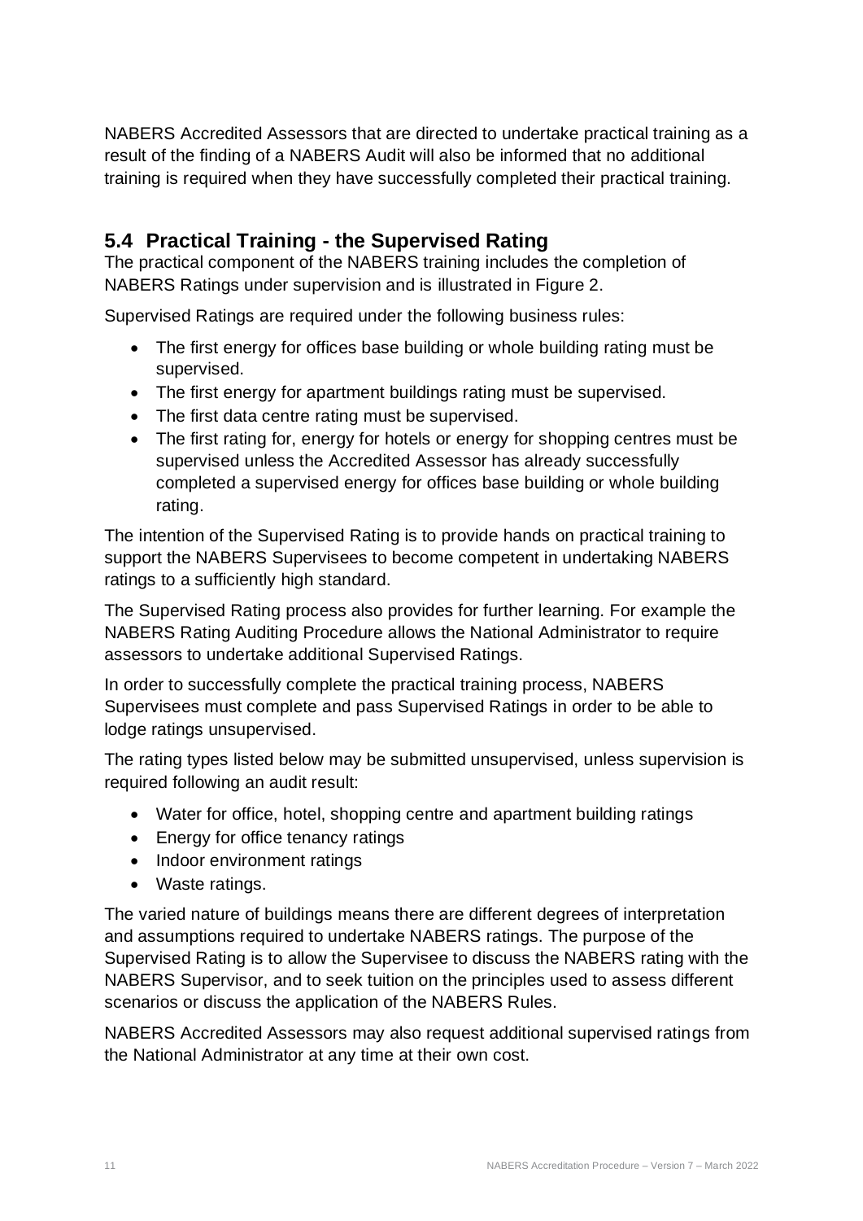NABERS Accredited Assessors that are directed to undertake practical training as a result of the finding of a NABERS Audit will also be informed that no additional training is required when they have successfully completed their practical training.

## 5.4 Practical Training - the Supervised Rating

The practical component of the NABERS training includes the completion of NABERS Ratings under supervision and is illustrated in Figure 2.

Supervised Ratings are required under the following business rules:

- The first energy for offices base building or whole building rating must be supervised.
- The first energy for apartment buildings rating must be supervised.
- The first data centre rating must be supervised.
- The first rating for, energy for hotels or energy for shopping centres must be supervised unless the Accredited Assessor has already successfully completed a supervised energy for offices base building or whole building rating.

The intention of the Supervised Rating is to provide hands on practical training to support the NABERS Supervisees to become competent in undertaking NABERS ratings to a sufficiently high standard.

The Supervised Rating process also provides for further learning. For example the NABERS Rating Auditing Procedure allows the National Administrator to require assessors to undertake additional Supervised Ratings.

In order to successfully complete the practical training process, NABERS Supervisees must complete and pass Supervised Ratings in order to be able to lodge ratings unsupervised.

The rating types listed below may be submitted unsupervised, unless supervision is required following an audit result:

- Water for office, hotel, shopping centre and apartment building ratings
- Energy for office tenancy ratings
- Indoor environment ratings
- Waste ratings.

The varied nature of buildings means there are different degrees of interpretation and assumptions required to undertake NABERS ratings. The purpose of the Supervised Rating is to allow the Supervisee to discuss the NABERS rating with the NABERS Supervisor, and to seek tuition on the principles used to assess different scenarios or discuss the application of the NABERS Rules.

NABERS Accredited Assessors may also request additional supervised ratings from the National Administrator at any time at their own cost.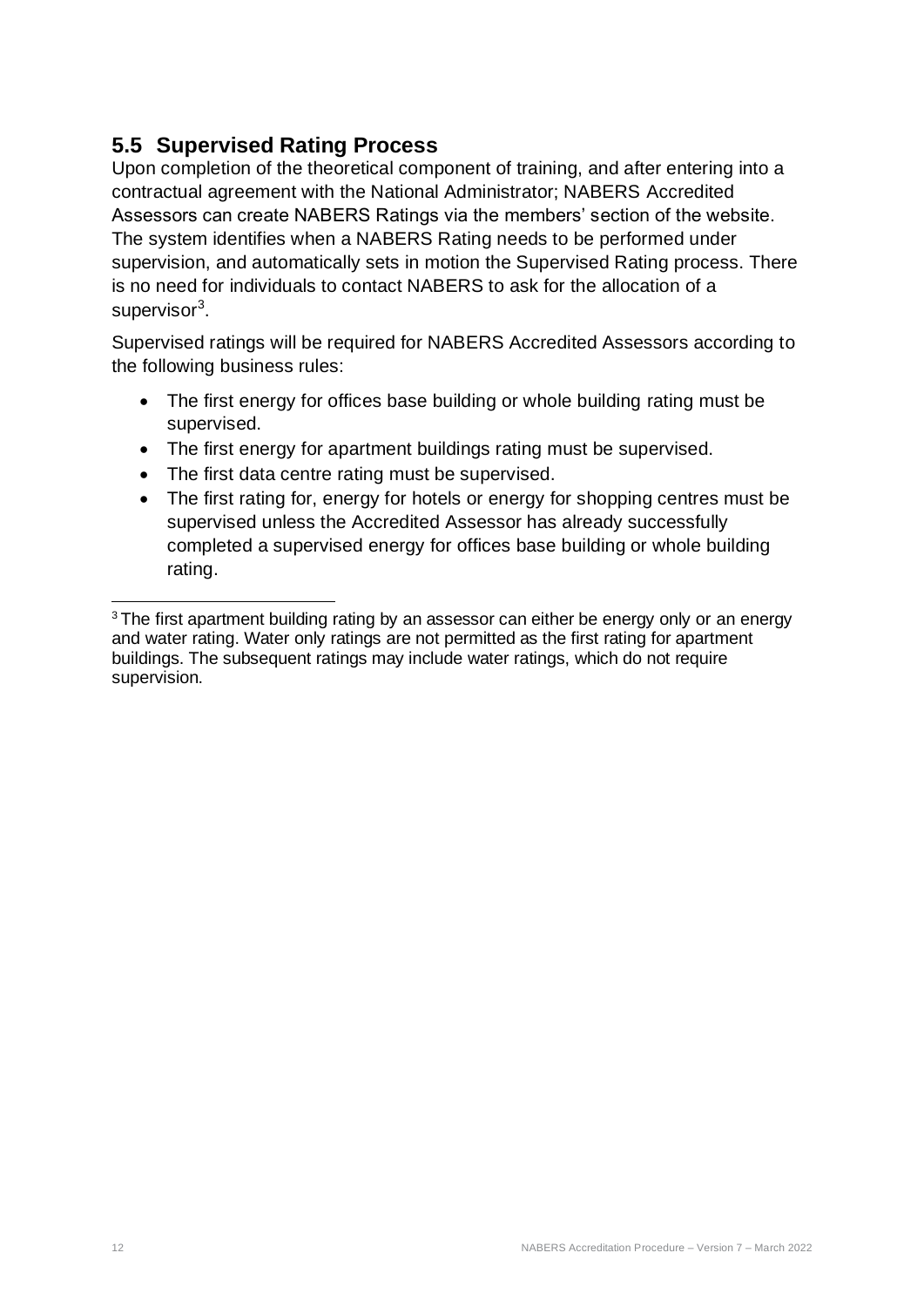## 5.5 Supervised Rating Process

Upon completion of the theoretical component of training, and after entering into a contractual agreement with the National Administrator; NABERS Accredited Assessors can create NABERS Ratings via the members' section of the website. The system identifies when a NABERS Rating needs to be performed under supervision, and automatically sets in motion the Supervised Rating process. There is no need for individuals to contact NABERS to ask for the allocation of a supervisor[3].

Supervised ratings will be required for NABERS Accredited Assessors according to the following business rules:

- The first energy for offices base building or whole building rating must be supervised.
- The first energy for apartment buildings rating must be supervised.
- The first data centre rating must be supervised.
- The first rating for, energy for hotels or energy for shopping centres must be supervised unless the Accredited Assessor has already successfully completed a supervised energy for offices base building or whole building rating.

---

[3] The first apartment building rating by an assessor can either be energy only or an energy and water rating. Water only ratings are not permitted as the first rating for apartment buildings. The subsequent ratings may include water ratings, which do not require supervision.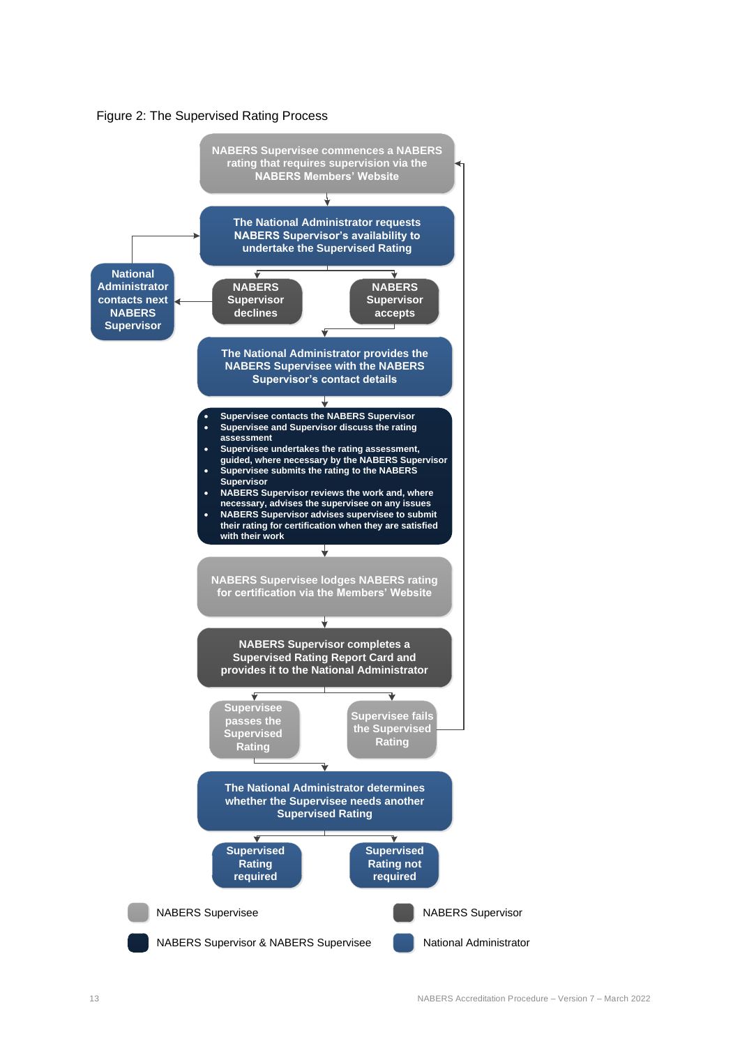Figure 2: The Supervised Rating Process

**NABERS Supervisee commences a NABERS rating that requires supervision via the NABERS Members' Website**

↓

**The National Administrator requests NABERS Supervisor's availability to undertake the Supervised Rating**

↓

- **NABERS Supervisor declines** → **National Administrator contacts next NABERS Supervisor** → (returns to: The National Administrator requests NABERS Supervisor's availability to undertake the Supervised Rating)
- **NABERS Supervisor accepts** ↓

**The National Administrator provides the NABERS Supervisee with the NABERS Supervisor's contact details**

↓

- Supervisee contacts the NABERS Supervisor
- Supervisee and Supervisor discuss the rating assessment
- Supervisee undertakes the rating assessment, guided, where necessary by the NABERS Supervisor
- Supervisee submits the rating to the NABERS Supervisor
- NABERS Supervisor reviews the work and, where necessary, advises the supervisee on any issues
- NABERS Supervisor advises supervisee to submit their rating for certification when they are satisfied with their work

↓

**NABERS Supervisee lodges NABERS rating for certification via the Members' Website**

↓

**NABERS Supervisor completes a Supervised Rating Report Card and provides it to the National Administrator**

↓

- **Supervisee passes the Supervised Rating** ↓
- **Supervisee fails the Supervised Rating** → (returns to: NABERS Supervisee commences a NABERS rating that requires supervision via the NABERS Members' Website)

**The National Administrator determines whether the Supervisee needs another Supervised Rating**

↓

- **Supervised Rating required**
- **Supervised Rating not required**

Legend:

- NABERS Supervisee
- NABERS Supervisor
- NABERS Supervisor & NABERS Supervisee
- National Administrator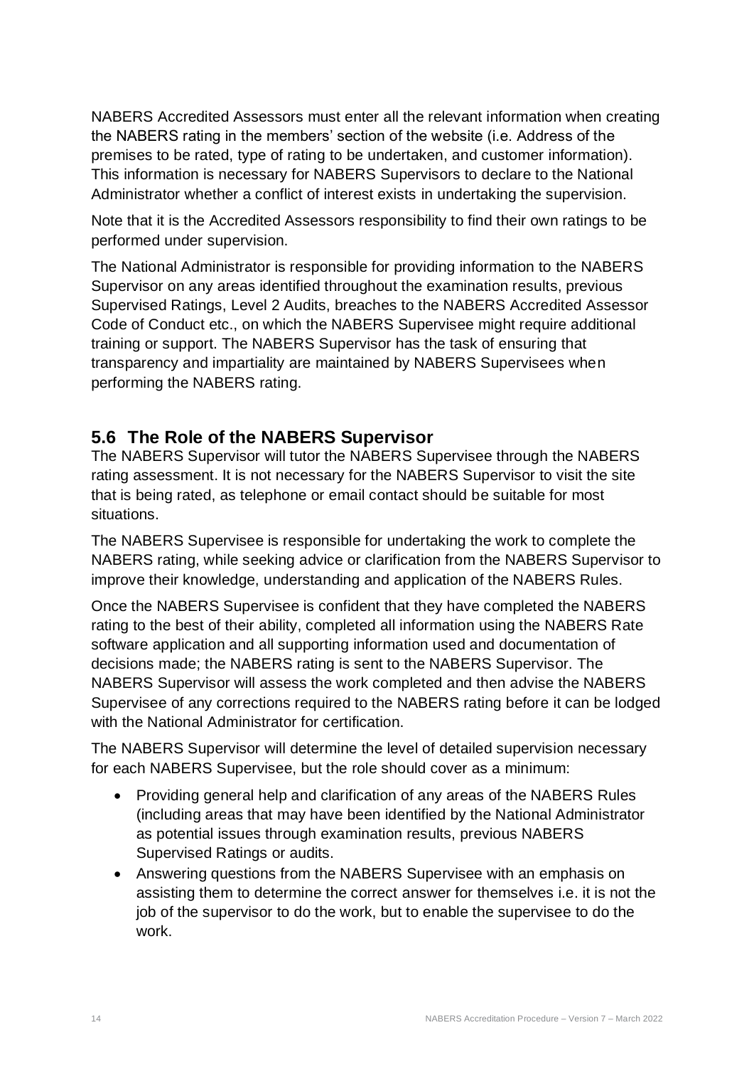NABERS Accredited Assessors must enter all the relevant information when creating the NABERS rating in the members' section of the website (i.e. Address of the premises to be rated, type of rating to be undertaken, and customer information). This information is necessary for NABERS Supervisors to declare to the National Administrator whether a conflict of interest exists in undertaking the supervision.

Note that it is the Accredited Assessors responsibility to find their own ratings to be performed under supervision.

The National Administrator is responsible for providing information to the NABERS Supervisor on any areas identified throughout the examination results, previous Supervised Ratings, Level 2 Audits, breaches to the NABERS Accredited Assessor Code of Conduct etc., on which the NABERS Supervisee might require additional training or support. The NABERS Supervisor has the task of ensuring that transparency and impartiality are maintained by NABERS Supervisees when performing the NABERS rating.

## 5.6 The Role of the NABERS Supervisor

The NABERS Supervisor will tutor the NABERS Supervisee through the NABERS rating assessment. It is not necessary for the NABERS Supervisor to visit the site that is being rated, as telephone or email contact should be suitable for most situations.

The NABERS Supervisee is responsible for undertaking the work to complete the NABERS rating, while seeking advice or clarification from the NABERS Supervisor to improve their knowledge, understanding and application of the NABERS Rules.

Once the NABERS Supervisee is confident that they have completed the NABERS rating to the best of their ability, completed all information using the NABERS Rate software application and all supporting information used and documentation of decisions made; the NABERS rating is sent to the NABERS Supervisor. The NABERS Supervisor will assess the work completed and then advise the NABERS Supervisee of any corrections required to the NABERS rating before it can be lodged with the National Administrator for certification.

The NABERS Supervisor will determine the level of detailed supervision necessary for each NABERS Supervisee, but the role should cover as a minimum:

- Providing general help and clarification of any areas of the NABERS Rules (including areas that may have been identified by the National Administrator as potential issues through examination results, previous NABERS Supervised Ratings or audits.
- Answering questions from the NABERS Supervisee with an emphasis on assisting them to determine the correct answer for themselves i.e. it is not the job of the supervisor to do the work, but to enable the supervisee to do the work.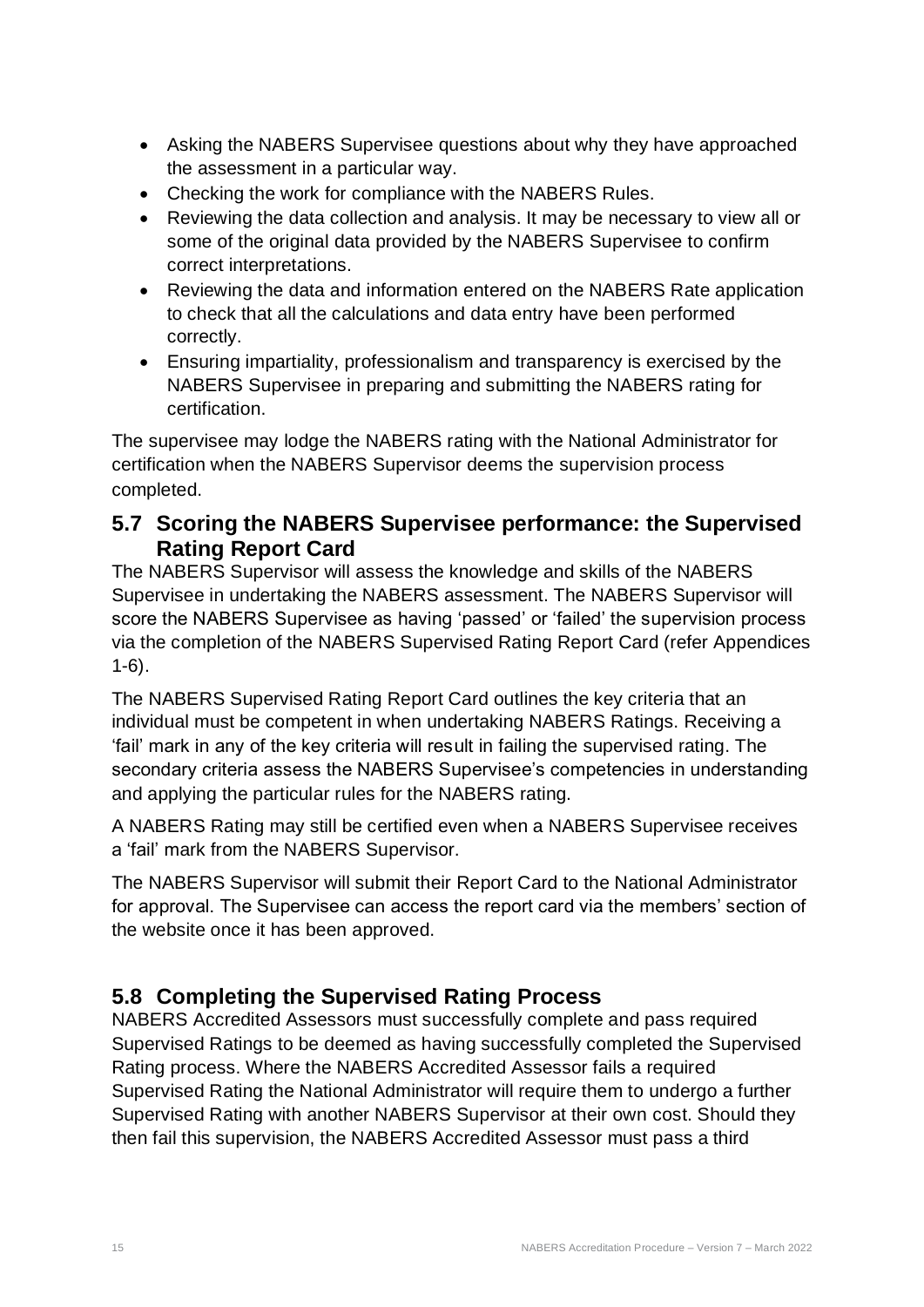- Asking the NABERS Supervisee questions about why they have approached the assessment in a particular way.
- Checking the work for compliance with the NABERS Rules.
- Reviewing the data collection and analysis. It may be necessary to view all or some of the original data provided by the NABERS Supervisee to confirm correct interpretations.
- Reviewing the data and information entered on the NABERS Rate application to check that all the calculations and data entry have been performed correctly.
- Ensuring impartiality, professionalism and transparency is exercised by the NABERS Supervisee in preparing and submitting the NABERS rating for certification.

The supervisee may lodge the NABERS rating with the National Administrator for certification when the NABERS Supervisor deems the supervision process completed.

## 5.7 Scoring the NABERS Supervisee performance: the Supervised Rating Report Card

The NABERS Supervisor will assess the knowledge and skills of the NABERS Supervisee in undertaking the NABERS assessment. The NABERS Supervisor will score the NABERS Supervisee as having 'passed' or 'failed' the supervision process via the completion of the NABERS Supervised Rating Report Card (refer Appendices 1-6).

The NABERS Supervised Rating Report Card outlines the key criteria that an individual must be competent in when undertaking NABERS Ratings. Receiving a 'fail' mark in any of the key criteria will result in failing the supervised rating. The secondary criteria assess the NABERS Supervisee's competencies in understanding and applying the particular rules for the NABERS rating.

A NABERS Rating may still be certified even when a NABERS Supervisee receives a 'fail' mark from the NABERS Supervisor.

The NABERS Supervisor will submit their Report Card to the National Administrator for approval. The Supervisee can access the report card via the members' section of the website once it has been approved.

## 5.8 Completing the Supervised Rating Process

NABERS Accredited Assessors must successfully complete and pass required Supervised Ratings to be deemed as having successfully completed the Supervised Rating process. Where the NABERS Accredited Assessor fails a required Supervised Rating the National Administrator will require them to undergo a further Supervised Rating with another NABERS Supervisor at their own cost. Should they then fail this supervision, the NABERS Accredited Assessor must pass a third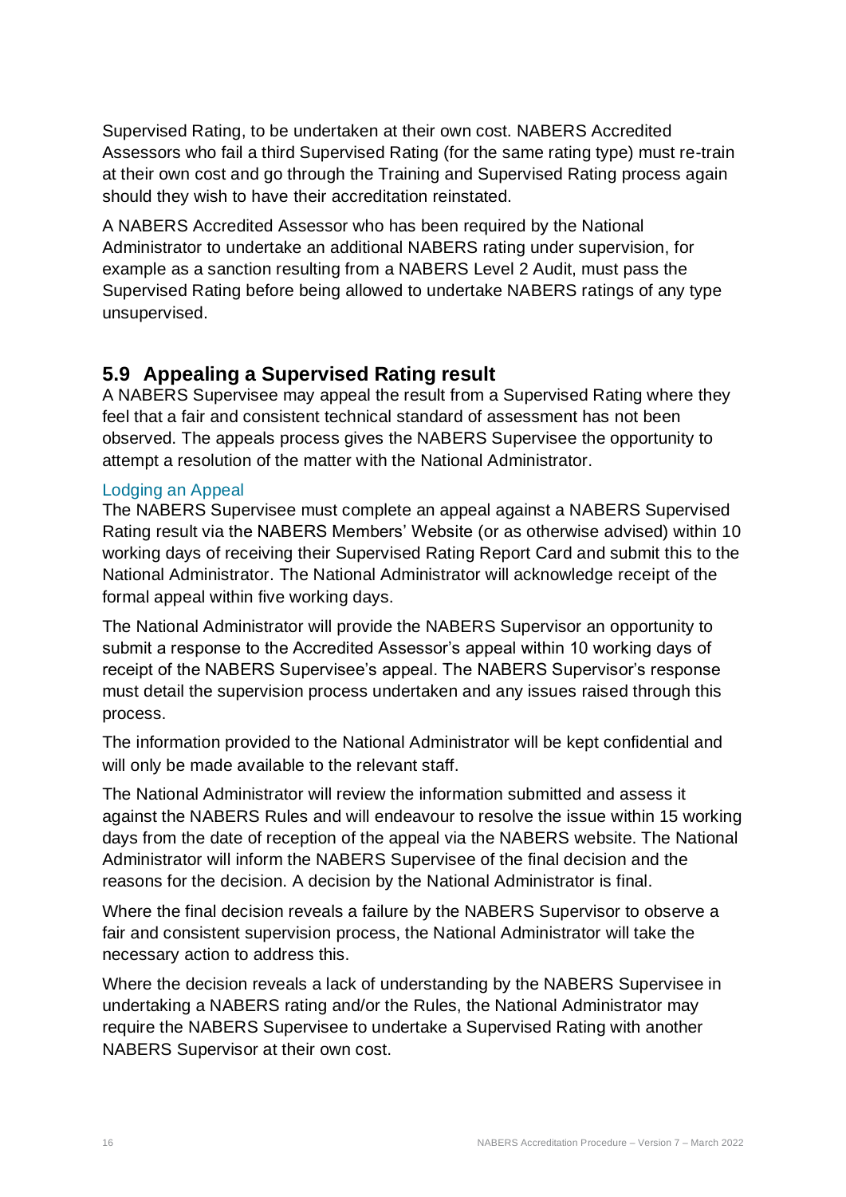Supervised Rating, to be undertaken at their own cost. NABERS Accredited Assessors who fail a third Supervised Rating (for the same rating type) must re-train at their own cost and go through the Training and Supervised Rating process again should they wish to have their accreditation reinstated.

A NABERS Accredited Assessor who has been required by the National Administrator to undertake an additional NABERS rating under supervision, for example as a sanction resulting from a NABERS Level 2 Audit, must pass the Supervised Rating before being allowed to undertake NABERS ratings of any type unsupervised.

## 5.9 Appealing a Supervised Rating result

A NABERS Supervisee may appeal the result from a Supervised Rating where they feel that a fair and consistent technical standard of assessment has not been observed. The appeals process gives the NABERS Supervisee the opportunity to attempt a resolution of the matter with the National Administrator.

### Lodging an Appeal

The NABERS Supervisee must complete an appeal against a NABERS Supervised Rating result via the NABERS Members' Website (or as otherwise advised) within 10 working days of receiving their Supervised Rating Report Card and submit this to the National Administrator. The National Administrator will acknowledge receipt of the formal appeal within five working days.

The National Administrator will provide the NABERS Supervisor an opportunity to submit a response to the Accredited Assessor's appeal within 10 working days of receipt of the NABERS Supervisee's appeal. The NABERS Supervisor's response must detail the supervision process undertaken and any issues raised through this process.

The information provided to the National Administrator will be kept confidential and will only be made available to the relevant staff.

The National Administrator will review the information submitted and assess it against the NABERS Rules and will endeavour to resolve the issue within 15 working days from the date of reception of the appeal via the NABERS website. The National Administrator will inform the NABERS Supervisee of the final decision and the reasons for the decision. A decision by the National Administrator is final.

Where the final decision reveals a failure by the NABERS Supervisor to observe a fair and consistent supervision process, the National Administrator will take the necessary action to address this.

Where the decision reveals a lack of understanding by the NABERS Supervisee in undertaking a NABERS rating and/or the Rules, the National Administrator may require the NABERS Supervisee to undertake a Supervised Rating with another NABERS Supervisor at their own cost.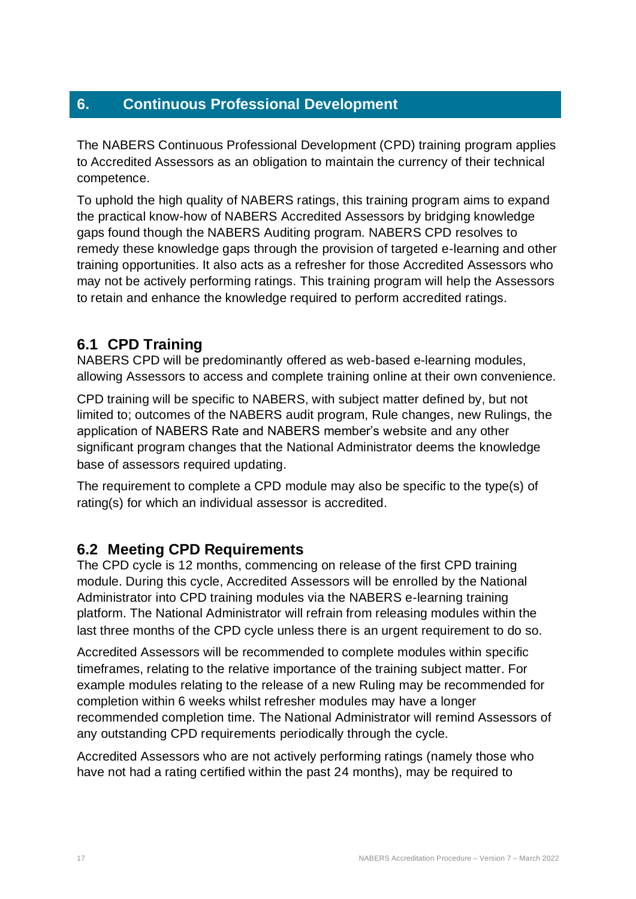## 6. Continuous Professional Development

The NABERS Continuous Professional Development (CPD) training program applies to Accredited Assessors as an obligation to maintain the currency of their technical competence.

To uphold the high quality of NABERS ratings, this training program aims to expand the practical know-how of NABERS Accredited Assessors by bridging knowledge gaps found though the NABERS Auditing program. NABERS CPD resolves to remedy these knowledge gaps through the provision of targeted e-learning and other training opportunities. It also acts as a refresher for those Accredited Assessors who may not be actively performing ratings. This training program will help the Assessors to retain and enhance the knowledge required to perform accredited ratings.

### 6.1 CPD Training

NABERS CPD will be predominantly offered as web-based e-learning modules, allowing Assessors to access and complete training online at their own convenience.

CPD training will be specific to NABERS, with subject matter defined by, but not limited to; outcomes of the NABERS audit program, Rule changes, new Rulings, the application of NABERS Rate and NABERS member's website and any other significant program changes that the National Administrator deems the knowledge base of assessors required updating.

The requirement to complete a CPD module may also be specific to the type(s) of rating(s) for which an individual assessor is accredited.

### 6.2 Meeting CPD Requirements

The CPD cycle is 12 months, commencing on release of the first CPD training module. During this cycle, Accredited Assessors will be enrolled by the National Administrator into CPD training modules via the NABERS e-learning training platform. The National Administrator will refrain from releasing modules within the last three months of the CPD cycle unless there is an urgent requirement to do so.

Accredited Assessors will be recommended to complete modules within specific timeframes, relating to the relative importance of the training subject matter. For example modules relating to the release of a new Ruling may be recommended for completion within 6 weeks whilst refresher modules may have a longer recommended completion time. The National Administrator will remind Assessors of any outstanding CPD requirements periodically through the cycle.

Accredited Assessors who are not actively performing ratings (namely those who have not had a rating certified within the past 24 months), may be required to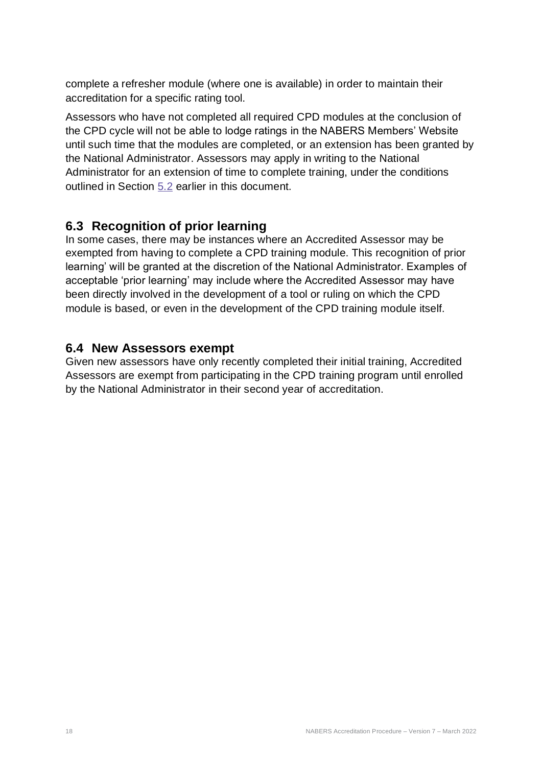complete a refresher module (where one is available) in order to maintain their accreditation for a specific rating tool.

Assessors who have not completed all required CPD modules at the conclusion of the CPD cycle will not be able to lodge ratings in the NABERS Members' Website until such time that the modules are completed, or an extension has been granted by the National Administrator. Assessors may apply in writing to the National Administrator for an extension of time to complete training, under the conditions outlined in Section 5.2 earlier in this document.

## 6.3 Recognition of prior learning

In some cases, there may be instances where an Accredited Assessor may be exempted from having to complete a CPD training module. This recognition of prior learning' will be granted at the discretion of the National Administrator. Examples of acceptable 'prior learning' may include where the Accredited Assessor may have been directly involved in the development of a tool or ruling on which the CPD module is based, or even in the development of the CPD training module itself.

## 6.4 New Assessors exempt

Given new assessors have only recently completed their initial training, Accredited Assessors are exempt from participating in the CPD training program until enrolled by the National Administrator in their second year of accreditation.